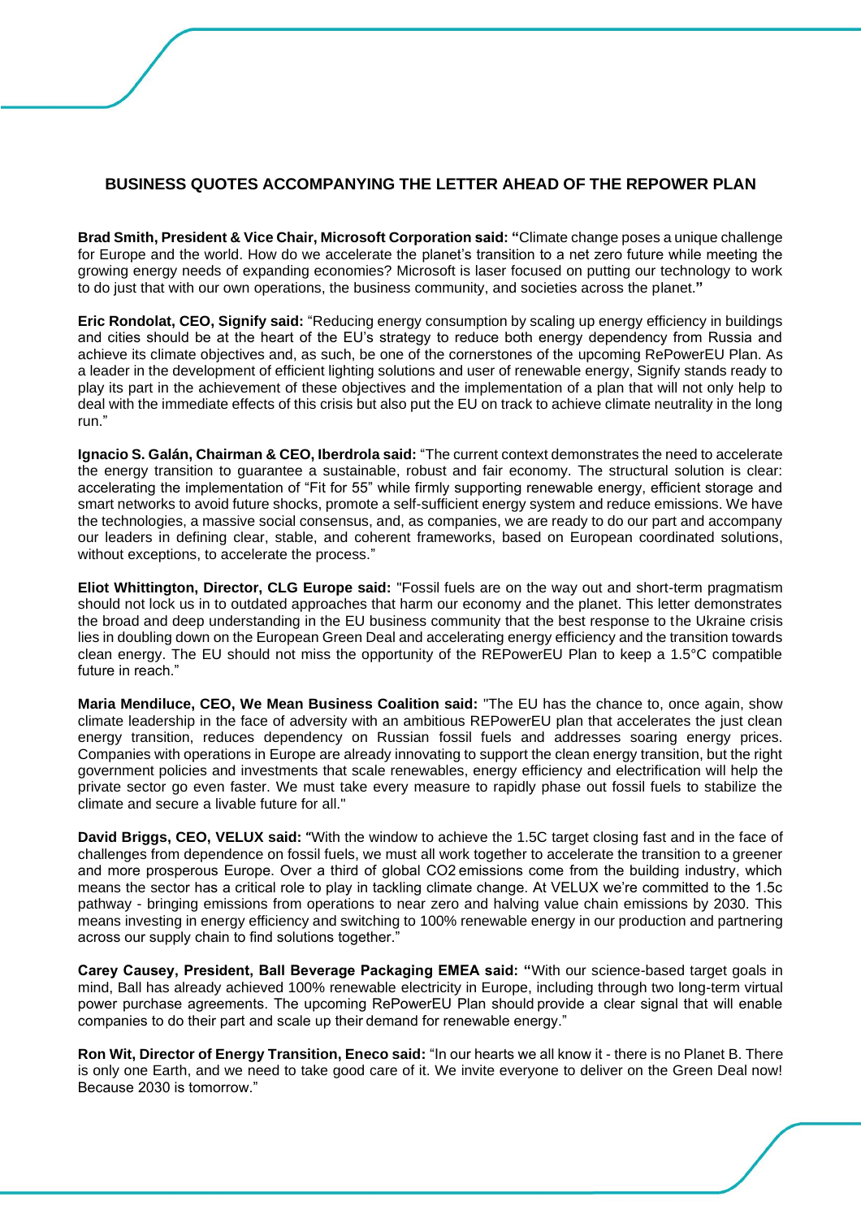## BUSINESS QUOTES ACCOMPANYING THE LETTER AHEAD OF THE REPOWER PLAN

**Brad Smith, President & Vice Chair, Microsoft Corporation said: "**Climate change poses a unique challenge for Europe and the world. How do we accelerate the planet's transition to a net zero future while meeting the growing energy needs of expanding economies? Microsoft is laser focused on putting our technology to work to do just that with our own operations, the business community, and societies across the planet.**"**

**Eric Rondolat, CEO, Signify said:** "Reducing energy consumption by scaling up energy efficiency in buildings and cities should be at the heart of the EU's strategy to reduce both energy dependency from Russia and achieve its climate objectives and, as such, be one of the cornerstones of the upcoming RePowerEU Plan. As a leader in the development of efficient lighting solutions and user of renewable energy, Signify stands ready to play its part in the achievement of these objectives and the implementation of a plan that will not only help to deal with the immediate effects of this crisis but also put the EU on track to achieve climate neutrality in the long run."

**Ignacio S. Galán, Chairman & CEO, Iberdrola said:** "The current context demonstrates the need to accelerate the energy transition to guarantee a sustainable, robust and fair economy. The structural solution is clear: accelerating the implementation of "Fit for 55" while firmly supporting renewable energy, efficient storage and smart networks to avoid future shocks, promote a self-sufficient energy system and reduce emissions. We have the technologies, a massive social consensus, and, as companies, we are ready to do our part and accompany our leaders in defining clear, stable, and coherent frameworks, based on European coordinated solutions, without exceptions, to accelerate the process."

**Eliot Whittington, Director, CLG Europe said:** "Fossil fuels are on the way out and short-term pragmatism should not lock us in to outdated approaches that harm our economy and the planet. This letter demonstrates the broad and deep understanding in the EU business community that the best response to the Ukraine crisis lies in doubling down on the European Green Deal and accelerating energy efficiency and the transition towards clean energy. The EU should not miss the opportunity of the REPowerEU Plan to keep a 1.5°C compatible future in reach."

**Maria Mendiluce, CEO, We Mean Business Coalition said:** "The EU has the chance to, once again, show climate leadership in the face of adversity with an ambitious REPowerEU plan that accelerates the just clean energy transition, reduces dependency on Russian fossil fuels and addresses soaring energy prices. Companies with operations in Europe are already innovating to support the clean energy transition, but the right government policies and investments that scale renewables, energy efficiency and electrification will help the private sector go even faster. We must take every measure to rapidly phase out fossil fuels to stabilize the climate and secure a livable future for all."

**David Briggs, CEO, VELUX said:** "With the window to achieve the 1.5C target closing fast and in the face of challenges from dependence on fossil fuels, we must all work together to accelerate the transition to a greener and more prosperous Europe. Over a third of global $CO_2$ emissions come from the building industry, which means the sector has a critical role to play in tackling climate change. At VELUX we're committed to the 1.5c pathway - bringing emissions from operations to near zero and halving value chain emissions by 2030. This means investing in energy efficiency and switching to 100% renewable energy in our production and partnering across our supply chain to find solutions together."

**Carey Causey, President, Ball Beverage Packaging EMEA said: "**With our science-based target goals in mind, Ball has already achieved 100% renewable electricity in Europe, including through two long-term virtual power purchase agreements. The upcoming RePowerEU Plan should provide a clear signal that will enable companies to do their part and scale up their demand for renewable energy."

**Ron Wit, Director of Energy Transition, Eneco said:** "In our hearts we all know it - there is no Planet B. There is only one Earth, and we need to take good care of it. We invite everyone to deliver on the Green Deal now! Because 2030 is tomorrow."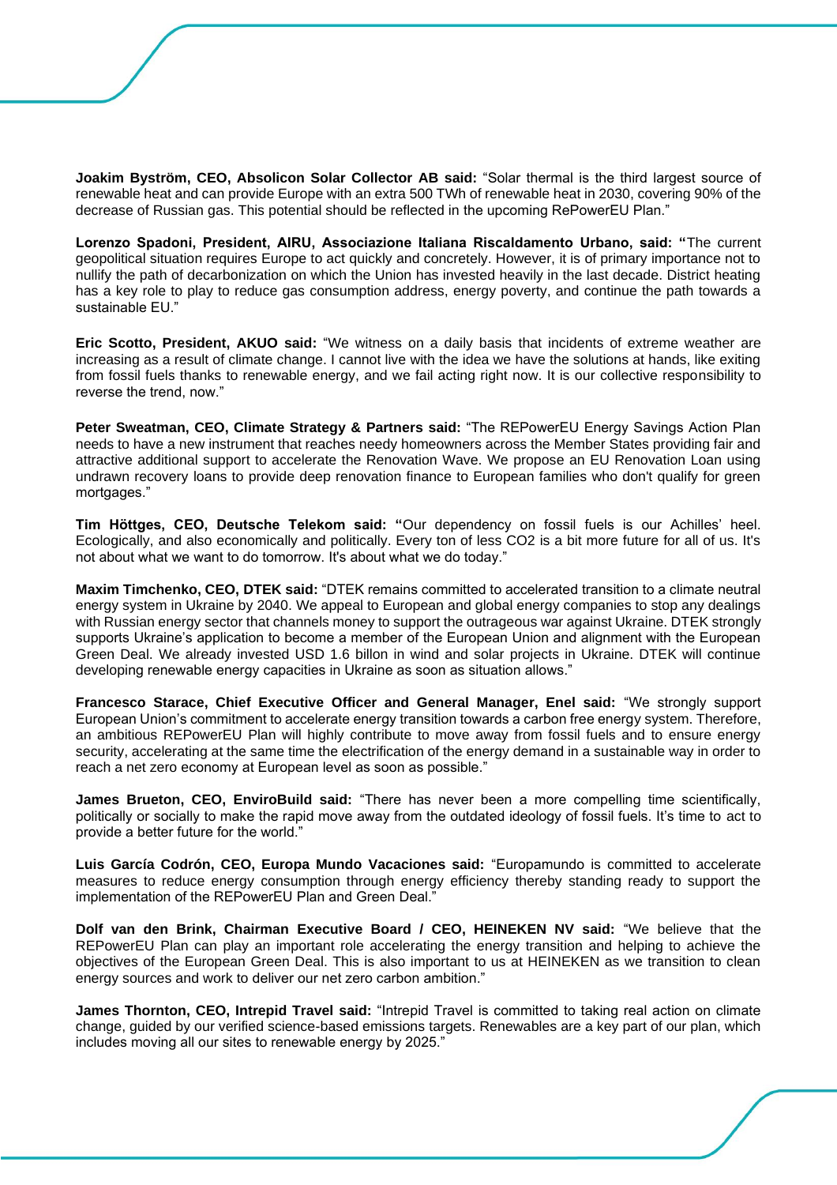**Joakim Byström, CEO, Absolicon Solar Collector AB said:** “Solar thermal is the third largest source of renewable heat and can provide Europe with an extra 500 TWh of renewable heat in 2030, covering 90% of the decrease of Russian gas. This potential should be reflected in the upcoming RePowerEU Plan.”

**Lorenzo Spadoni, President, AIRU, Associazione Italiana Riscaldamento Urbano, said: “**The current geopolitical situation requires Europe to act quickly and concretely. However, it is of primary importance not to nullify the path of decarbonization on which the Union has invested heavily in the last decade. District heating has a key role to play to reduce gas consumption address, energy poverty, and continue the path towards a sustainable EU.”

**Eric Scotto, President, AKUO said:** “We witness on a daily basis that incidents of extreme weather are increasing as a result of climate change. I cannot live with the idea we have the solutions at hands, like exiting from fossil fuels thanks to renewable energy, and we fail acting right now. It is our collective responsibility to reverse the trend, now.”

**Peter Sweatman, CEO, Climate Strategy & Partners said:** “The REPowerEU Energy Savings Action Plan needs to have a new instrument that reaches needy homeowners across the Member States providing fair and attractive additional support to accelerate the Renovation Wave. We propose an EU Renovation Loan using undrawn recovery loans to provide deep renovation finance to European families who don't qualify for green mortgages.”

**Tim Höttges, CEO, Deutsche Telekom said: “**Our dependency on fossil fuels is our Achilles’ heel. Ecologically, and also economically and politically. Every ton of less CO2 is a bit more future for all of us. It's not about what we want to do tomorrow. It's about what we do today.”

**Maxim Timchenko, CEO, DTEK said:** “DTEK remains committed to accelerated transition to a climate neutral energy system in Ukraine by 2040. We appeal to European and global energy companies to stop any dealings with Russian energy sector that channels money to support the outrageous war against Ukraine. DTEK strongly supports Ukraine’s application to become a member of the European Union and alignment with the European Green Deal. We already invested USD 1.6 billon in wind and solar projects in Ukraine. DTEK will continue developing renewable energy capacities in Ukraine as soon as situation allows.”

**Francesco Starace, Chief Executive Officer and General Manager, Enel said:** “We strongly support European Union’s commitment to accelerate energy transition towards a carbon free energy system. Therefore, an ambitious REPowerEU Plan will highly contribute to move away from fossil fuels and to ensure energy security, accelerating at the same time the electrification of the energy demand in a sustainable way in order to reach a net zero economy at European level as soon as possible.”

**James Brueton, CEO, EnviroBuild said:** “There has never been a more compelling time scientifically, politically or socially to make the rapid move away from the outdated ideology of fossil fuels. It’s time to act to provide a better future for the world.”

**Luis García Codrón, CEO, Europa Mundo Vacaciones said:** “Europamundo is committed to accelerate measures to reduce energy consumption through energy efficiency thereby standing ready to support the implementation of the REPowerEU Plan and Green Deal.”

**Dolf van den Brink, Chairman Executive Board / CEO, HEINEKEN NV said:** “We believe that the REPowerEU Plan can play an important role accelerating the energy transition and helping to achieve the objectives of the European Green Deal. This is also important to us at HEINEKEN as we transition to clean energy sources and work to deliver our net zero carbon ambition.”

**James Thornton, CEO, Intrepid Travel said:** “Intrepid Travel is committed to taking real action on climate change, guided by our verified science-based emissions targets. Renewables are a key part of our plan, which includes moving all our sites to renewable energy by 2025.”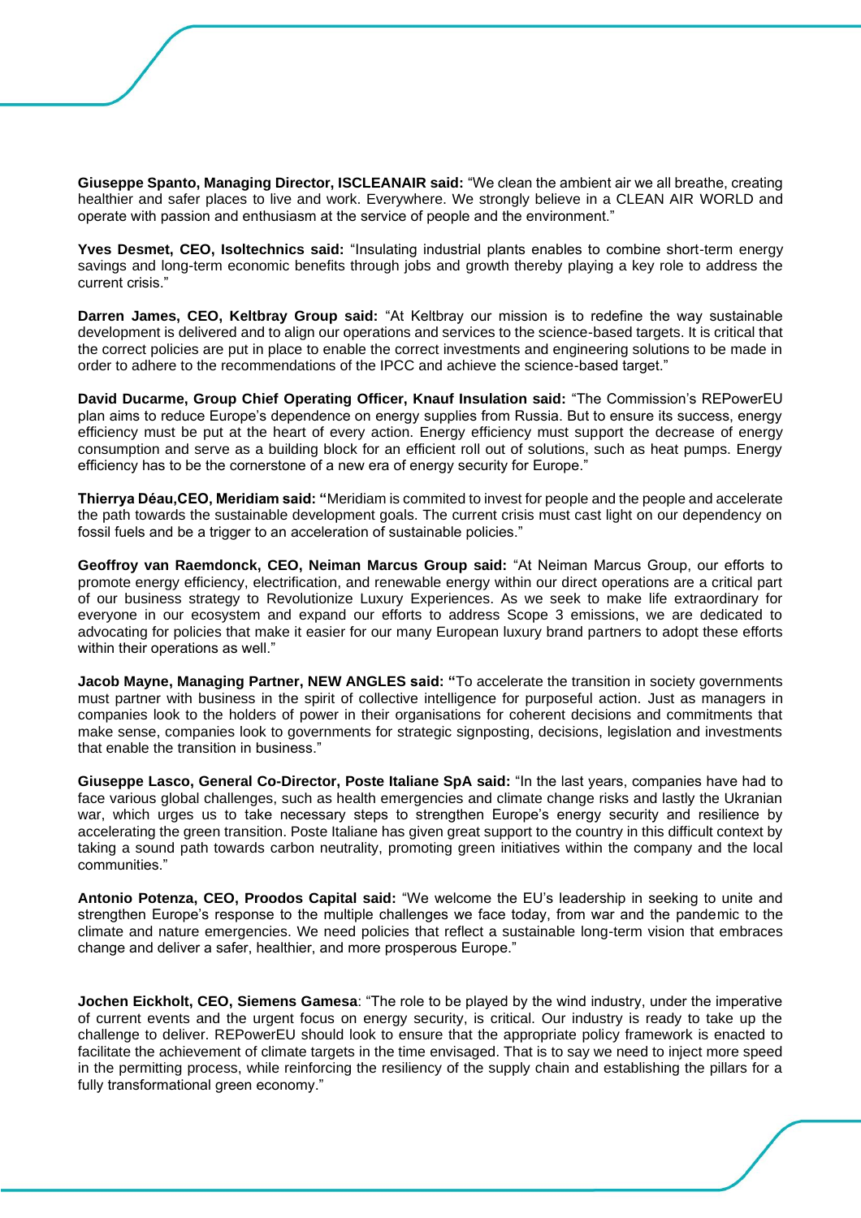**Giuseppe Spanto, Managing Director, ISCLEANAIR said:** "We clean the ambient air we all breathe, creating healthier and safer places to live and work. Everywhere. We strongly believe in a CLEAN AIR WORLD and operate with passion and enthusiasm at the service of people and the environment."

**Yves Desmet, CEO, Isoltechnics said:** "Insulating industrial plants enables to combine short-term energy savings and long-term economic benefits through jobs and growth thereby playing a key role to address the current crisis."

**Darren James, CEO, Keltbray Group said:** "At Keltbray our mission is to redefine the way sustainable development is delivered and to align our operations and services to the science-based targets. It is critical that the correct policies are put in place to enable the correct investments and engineering solutions to be made in order to adhere to the recommendations of the IPCC and achieve the science-based target."

**David Ducarme, Group Chief Operating Officer, Knauf Insulation said:** "The Commission's REPowerEU plan aims to reduce Europe's dependence on energy supplies from Russia. But to ensure its success, energy efficiency must be put at the heart of every action. Energy efficiency must support the decrease of energy consumption and serve as a building block for an efficient roll out of solutions, such as heat pumps. Energy efficiency has to be the cornerstone of a new era of energy security for Europe."

**Thierrya Déau,CEO, Meridiam said: "**Meridiam is commited to invest for people and the people and accelerate the path towards the sustainable development goals. The current crisis must cast light on our dependency on fossil fuels and be a trigger to an acceleration of sustainable policies."

**Geoffroy van Raemdonck, CEO, Neiman Marcus Group said:** "At Neiman Marcus Group, our efforts to promote energy efficiency, electrification, and renewable energy within our direct operations are a critical part of our business strategy to Revolutionize Luxury Experiences. As we seek to make life extraordinary for everyone in our ecosystem and expand our efforts to address Scope 3 emissions, we are dedicated to advocating for policies that make it easier for our many European luxury brand partners to adopt these efforts within their operations as well."

**Jacob Mayne, Managing Partner, NEW ANGLES said: "**To accelerate the transition in society governments must partner with business in the spirit of collective intelligence for purposeful action. Just as managers in companies look to the holders of power in their organisations for coherent decisions and commitments that make sense, companies look to governments for strategic signposting, decisions, legislation and investments that enable the transition in business."

**Giuseppe Lasco, General Co-Director, Poste Italiane SpA said:** "In the last years, companies have had to face various global challenges, such as health emergencies and climate change risks and lastly the Ukranian war, which urges us to take necessary steps to strengthen Europe's energy security and resilience by accelerating the green transition. Poste Italiane has given great support to the country in this difficult context by taking a sound path towards carbon neutrality, promoting green initiatives within the company and the local communities."

**Antonio Potenza, CEO, Proodos Capital said:** "We welcome the EU's leadership in seeking to unite and strengthen Europe's response to the multiple challenges we face today, from war and the pandemic to the climate and nature emergencies. We need policies that reflect a sustainable long-term vision that embraces change and deliver a safer, healthier, and more prosperous Europe."

**Jochen Eickholt, CEO, Siemens Gamesa**: "The role to be played by the wind industry, under the imperative of current events and the urgent focus on energy security, is critical. Our industry is ready to take up the challenge to deliver. REPowerEU should look to ensure that the appropriate policy framework is enacted to facilitate the achievement of climate targets in the time envisaged. That is to say we need to inject more speed in the permitting process, while reinforcing the resiliency of the supply chain and establishing the pillars for a fully transformational green economy."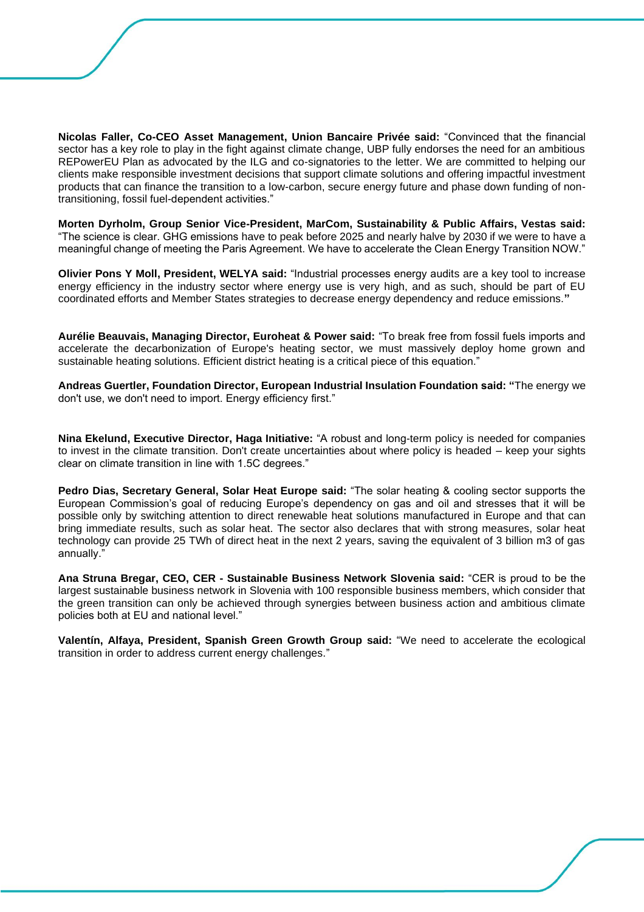**Nicolas Faller, Co-CEO Asset Management, Union Bancaire Privée said:** "Convinced that the financial sector has a key role to play in the fight against climate change, UBP fully endorses the need for an ambitious REPowerEU Plan as advocated by the ILG and co-signatories to the letter. We are committed to helping our clients make responsible investment decisions that support climate solutions and offering impactful investment products that can finance the transition to a low-carbon, secure energy future and phase down funding of non-transitioning, fossil fuel-dependent activities."

**Morten Dyrholm, Group Senior Vice-President, MarCom, Sustainability & Public Affairs, Vestas said:** "The science is clear. GHG emissions have to peak before 2025 and nearly halve by 2030 if we were to have a meaningful change of meeting the Paris Agreement. We have to accelerate the Clean Energy Transition NOW."

**Olivier Pons Y Moll, President, WELYA said:** "Industrial processes energy audits are a key tool to increase energy efficiency in the industry sector where energy use is very high, and as such, should be part of EU coordinated efforts and Member States strategies to decrease energy dependency and reduce emissions.**"**

**Aurélie Beauvais, Managing Director, Euroheat & Power said:** "To break free from fossil fuels imports and accelerate the decarbonization of Europe's heating sector, we must massively deploy home grown and sustainable heating solutions. Efficient district heating is a critical piece of this equation."

**Andreas Guertler, Foundation Director, European Industrial Insulation Foundation said: "**The energy we don't use, we don't need to import. Energy efficiency first."

**Nina Ekelund, Executive Director, Haga Initiative:** "A robust and long-term policy is needed for companies to invest in the climate transition. Don't create uncertainties about where policy is headed – keep your sights clear on climate transition in line with 1.5C degrees."

**Pedro Dias, Secretary General, Solar Heat Europe said:** "The solar heating & cooling sector supports the European Commission's goal of reducing Europe's dependency on gas and oil and stresses that it will be possible only by switching attention to direct renewable heat solutions manufactured in Europe and that can bring immediate results, such as solar heat. The sector also declares that with strong measures, solar heat technology can provide 25 TWh of direct heat in the next 2 years, saving the equivalent of 3 billion m3 of gas annually."

**Ana Struna Bregar, CEO, CER - Sustainable Business Network Slovenia said:** "CER is proud to be the largest sustainable business network in Slovenia with 100 responsible business members, which consider that the green transition can only be achieved through synergies between business action and ambitious climate policies both at EU and national level."

**Valentín, Alfaya, President, Spanish Green Growth Group said:** "We need to accelerate the ecological transition in order to address current energy challenges."